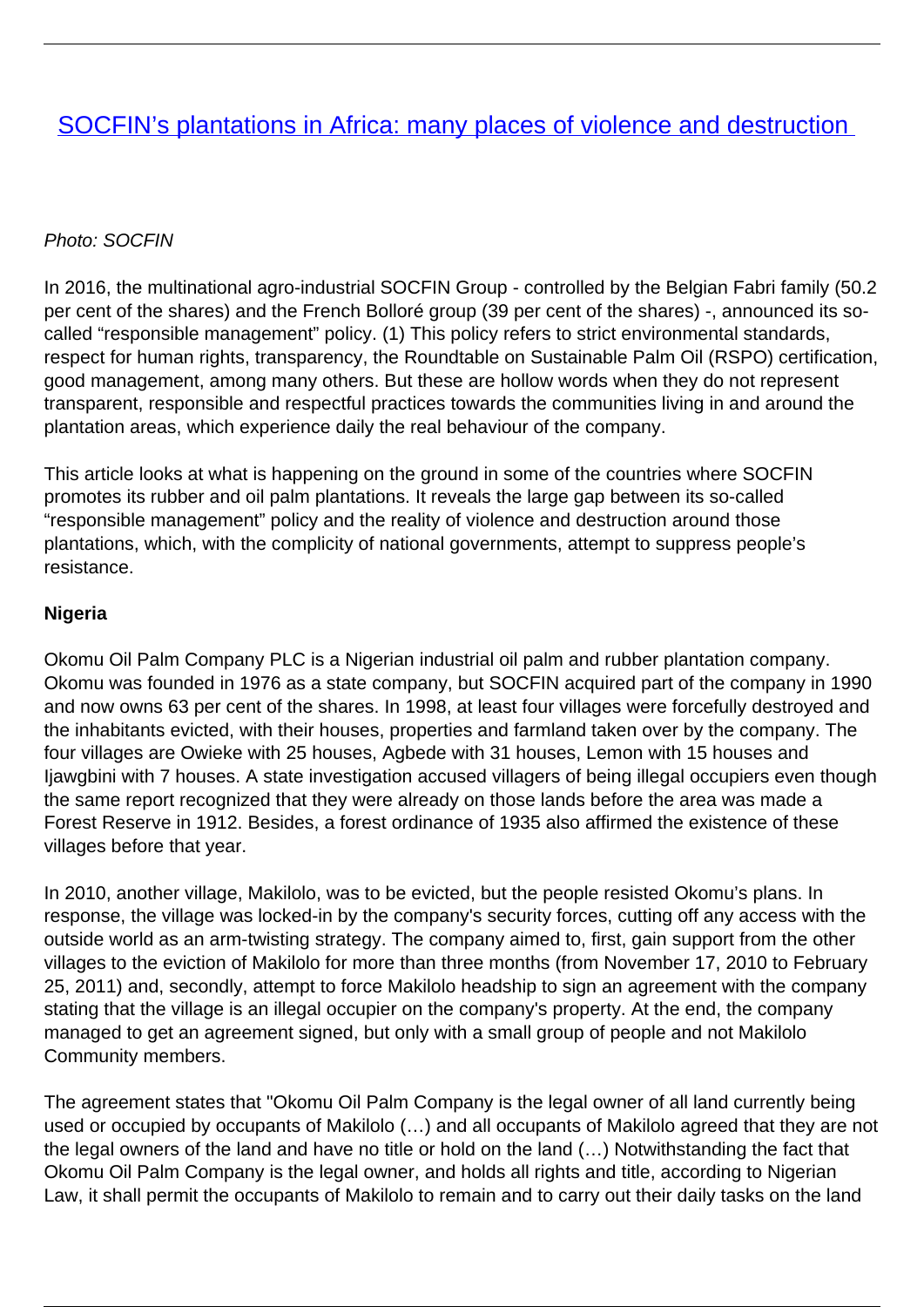# [SOCFIN's plantations in Africa: many places of violence and destruction]()

*Photo: SOCFIN*

In 2016, the multinational agro-industrial SOCFIN Group - controlled by the Belgian Fabri family (50.2 per cent of the shares) and the French Bolloré group (39 per cent of the shares) -, announced its so-called "responsible management" policy. (1) This policy refers to strict environmental standards, respect for human rights, transparency, the Roundtable on Sustainable Palm Oil (RSPO) certification, good management, among many others. But these are hollow words when they do not represent transparent, responsible and respectful practices towards the communities living in and around the plantation areas, which experience daily the real behaviour of the company.

This article looks at what is happening on the ground in some of the countries where SOCFIN promotes its rubber and oil palm plantations. It reveals the large gap between its so-called "responsible management" policy and the reality of violence and destruction around those plantations, which, with the complicity of national governments, attempt to suppress people's resistance.

**Nigeria**

Okomu Oil Palm Company PLC is a Nigerian industrial oil palm and rubber plantation company. Okomu was founded in 1976 as a state company, but SOCFIN acquired part of the company in 1990 and now owns 63 per cent of the shares. In 1998, at least four villages were forcefully destroyed and the inhabitants evicted, with their houses, properties and farmland taken over by the company. The four villages are Owieke with 25 houses, Agbede with 31 houses, Lemon with 15 houses and Ijawgbini with 7 houses. A state investigation accused villagers of being illegal occupiers even though the same report recognized that they were already on those lands before the area was made a Forest Reserve in 1912. Besides, a forest ordinance of 1935 also affirmed the existence of these villages before that year.

In 2010, another village, Makilolo, was to be evicted, but the people resisted Okomu's plans. In response, the village was locked-in by the company's security forces, cutting off any access with the outside world as an arm-twisting strategy. The company aimed to, first, gain support from the other villages to the eviction of Makilolo for more than three months (from November 17, 2010 to February 25, 2011) and, secondly, attempt to force Makilolo headship to sign an agreement with the company stating that the village is an illegal occupier on the company's property. At the end, the company managed to get an agreement signed, but only with a small group of people and not Makilolo Community members.

The agreement states that "Okomu Oil Palm Company is the legal owner of all land currently being used or occupied by occupants of Makilolo (…) and all occupants of Makilolo agreed that they are not the legal owners of the land and have no title or hold on the land (…) Notwithstanding the fact that Okomu Oil Palm Company is the legal owner, and holds all rights and title, according to Nigerian Law, it shall permit the occupants of Makilolo to remain and to carry out their daily tasks on the land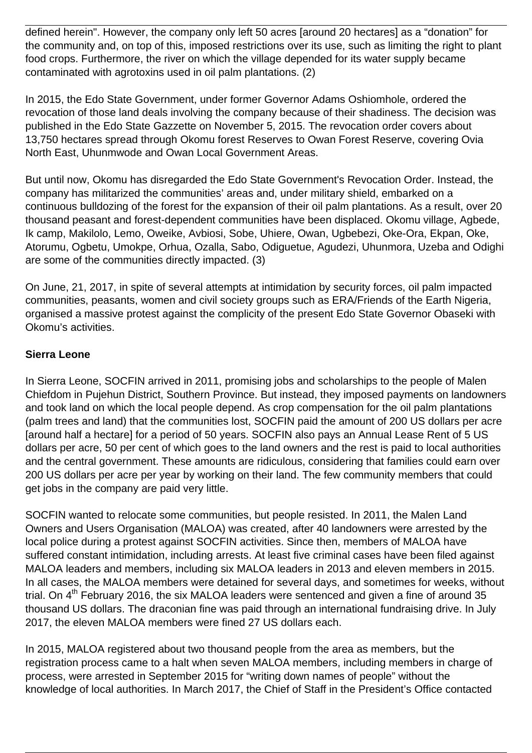defined herein". However, the company only left 50 acres [around 20 hectares] as a “donation” for the community and, on top of this, imposed restrictions over its use, such as limiting the right to plant food crops. Furthermore, the river on which the village depended for its water supply became contaminated with agrotoxins used in oil palm plantations. (2)

In 2015, the Edo State Government, under former Governor Adams Oshiomhole, ordered the revocation of those land deals involving the company because of their shadiness. The decision was published in the Edo State Gazzette on November 5, 2015. The revocation order covers about 13,750 hectares spread through Okomu forest Reserves to Owan Forest Reserve, covering Ovia North East, Uhunmwode and Owan Local Government Areas.

But until now, Okomu has disregarded the Edo State Government's Revocation Order. Instead, the company has militarized the communities' areas and, under military shield, embarked on a continuous bulldozing of the forest for the expansion of their oil palm plantations. As a result, over 20 thousand peasant and forest-dependent communities have been displaced. Okomu village, Agbede, Ik camp, Makilolo, Lemo, Oweike, Avbiosi, Sobe, Uhiere, Owan, Ugbebezi, Oke-Ora, Ekpan, Oke, Atorumu, Ogbetu, Umokpe, Orhua, Ozalla, Sabo, Odiguetue, Agudezi, Uhunmora, Uzeba and Odighi are some of the communities directly impacted. (3)

On June, 21, 2017, in spite of several attempts at intimidation by security forces, oil palm impacted communities, peasants, women and civil society groups such as ERA/Friends of the Earth Nigeria, organised a massive protest against the complicity of the present Edo State Governor Obaseki with Okomu's activities.

**Sierra Leone**

In Sierra Leone, SOCFIN arrived in 2011, promising jobs and scholarships to the people of Malen Chiefdom in Pujehun District, Southern Province. But instead, they imposed payments on landowners and took land on which the local people depend. As crop compensation for the oil palm plantations (palm trees and land) that the communities lost, SOCFIN paid the amount of 200 US dollars per acre [around half a hectare] for a period of 50 years. SOCFIN also pays an Annual Lease Rent of 5 US dollars per acre, 50 per cent of which goes to the land owners and the rest is paid to local authorities and the central government. These amounts are ridiculous, considering that families could earn over 200 US dollars per acre per year by working on their land. The few community members that could get jobs in the company are paid very little.

SOCFIN wanted to relocate some communities, but people resisted. In 2011, the Malen Land Owners and Users Organisation (MALOA) was created, after 40 landowners were arrested by the local police during a protest against SOCFIN activities. Since then, members of MALOA have suffered constant intimidation, including arrests. At least five criminal cases have been filed against MALOA leaders and members, including six MALOA leaders in 2013 and eleven members in 2015. In all cases, the MALOA members were detained for several days, and sometimes for weeks, without trial. On 4th February 2016, the six MALOA leaders were sentenced and given a fine of around 35 thousand US dollars. The draconian fine was paid through an international fundraising drive. In July 2017, the eleven MALOA members were fined 27 US dollars each.

In 2015, MALOA registered about two thousand people from the area as members, but the registration process came to a halt when seven MALOA members, including members in charge of process, were arrested in September 2015 for “writing down names of people” without the knowledge of local authorities. In March 2017, the Chief of Staff in the President's Office contacted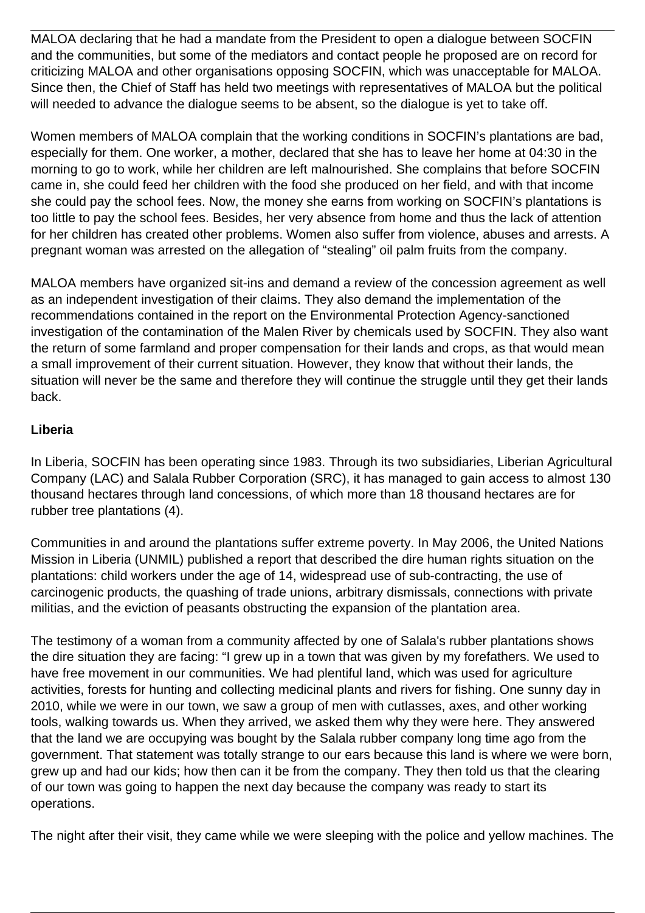MALOA declaring that he had a mandate from the President to open a dialogue between SOCFIN and the communities, but some of the mediators and contact people he proposed are on record for criticizing MALOA and other organisations opposing SOCFIN, which was unacceptable for MALOA. Since then, the Chief of Staff has held two meetings with representatives of MALOA but the political will needed to advance the dialogue seems to be absent, so the dialogue is yet to take off.

Women members of MALOA complain that the working conditions in SOCFIN's plantations are bad, especially for them. One worker, a mother, declared that she has to leave her home at 04:30 in the morning to go to work, while her children are left malnourished. She complains that before SOCFIN came in, she could feed her children with the food she produced on her field, and with that income she could pay the school fees. Now, the money she earns from working on SOCFIN's plantations is too little to pay the school fees. Besides, her very absence from home and thus the lack of attention for her children has created other problems. Women also suffer from violence, abuses and arrests. A pregnant woman was arrested on the allegation of "stealing" oil palm fruits from the company.

MALOA members have organized sit-ins and demand a review of the concession agreement as well as an independent investigation of their claims. They also demand the implementation of the recommendations contained in the report on the Environmental Protection Agency-sanctioned investigation of the contamination of the Malen River by chemicals used by SOCFIN. They also want the return of some farmland and proper compensation for their lands and crops, as that would mean a small improvement of their current situation. However, they know that without their lands, the situation will never be the same and therefore they will continue the struggle until they get their lands back.

**Liberia**

In Liberia, SOCFIN has been operating since 1983. Through its two subsidiaries, Liberian Agricultural Company (LAC) and Salala Rubber Corporation (SRC), it has managed to gain access to almost 130 thousand hectares through land concessions, of which more than 18 thousand hectares are for rubber tree plantations (4).

Communities in and around the plantations suffer extreme poverty. In May 2006, the United Nations Mission in Liberia (UNMIL) published a report that described the dire human rights situation on the plantations: child workers under the age of 14, widespread use of sub-contracting, the use of carcinogenic products, the quashing of trade unions, arbitrary dismissals, connections with private militias, and the eviction of peasants obstructing the expansion of the plantation area.

The testimony of a woman from a community affected by one of Salala's rubber plantations shows the dire situation they are facing: "I grew up in a town that was given by my forefathers. We used to have free movement in our communities. We had plentiful land, which was used for agriculture activities, forests for hunting and collecting medicinal plants and rivers for fishing. One sunny day in 2010, while we were in our town, we saw a group of men with cutlasses, axes, and other working tools, walking towards us. When they arrived, we asked them why they were here. They answered that the land we are occupying was bought by the Salala rubber company long time ago from the government. That statement was totally strange to our ears because this land is where we were born, grew up and had our kids; how then can it be from the company. They then told us that the clearing of our town was going to happen the next day because the company was ready to start its operations.

The night after their visit, they came while we were sleeping with the police and yellow machines. The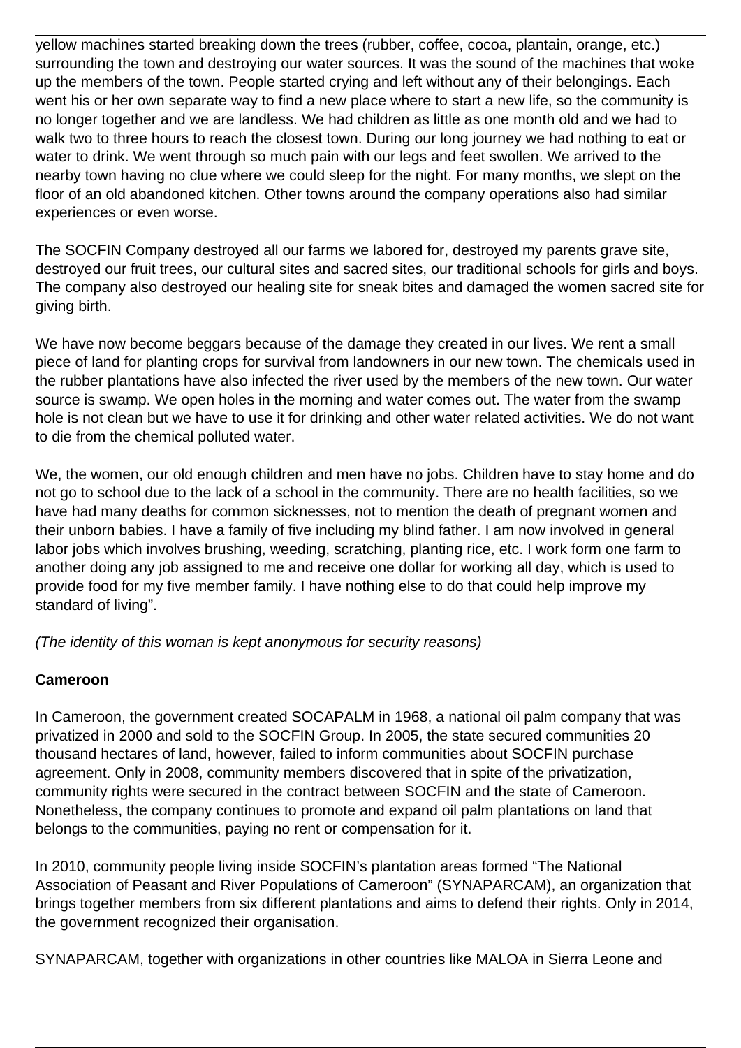yellow machines started breaking down the trees (rubber, coffee, cocoa, plantain, orange, etc.) surrounding the town and destroying our water sources. It was the sound of the machines that woke up the members of the town. People started crying and left without any of their belongings. Each went his or her own separate way to find a new place where to start a new life, so the community is no longer together and we are landless. We had children as little as one month old and we had to walk two to three hours to reach the closest town. During our long journey we had nothing to eat or water to drink. We went through so much pain with our legs and feet swollen. We arrived to the nearby town having no clue where we could sleep for the night. For many months, we slept on the floor of an old abandoned kitchen. Other towns around the company operations also had similar experiences or even worse.

The SOCFIN Company destroyed all our farms we labored for, destroyed my parents grave site, destroyed our fruit trees, our cultural sites and sacred sites, our traditional schools for girls and boys. The company also destroyed our healing site for sneak bites and damaged the women sacred site for giving birth.

We have now become beggars because of the damage they created in our lives. We rent a small piece of land for planting crops for survival from landowners in our new town. The chemicals used in the rubber plantations have also infected the river used by the members of the new town. Our water source is swamp. We open holes in the morning and water comes out. The water from the swamp hole is not clean but we have to use it for drinking and other water related activities. We do not want to die from the chemical polluted water.

We, the women, our old enough children and men have no jobs. Children have to stay home and do not go to school due to the lack of a school in the community. There are no health facilities, so we have had many deaths for common sicknesses, not to mention the death of pregnant women and their unborn babies. I have a family of five including my blind father. I am now involved in general labor jobs which involves brushing, weeding, scratching, planting rice, etc. I work form one farm to another doing any job assigned to me and receive one dollar for working all day, which is used to provide food for my five member family. I have nothing else to do that could help improve my standard of living".

*(The identity of this woman is kept anonymous for security reasons)*

**Cameroon**

In Cameroon, the government created SOCAPALM in 1968, a national oil palm company that was privatized in 2000 and sold to the SOCFIN Group. In 2005, the state secured communities 20 thousand hectares of land, however, failed to inform communities about SOCFIN purchase agreement. Only in 2008, community members discovered that in spite of the privatization, community rights were secured in the contract between SOCFIN and the state of Cameroon. Nonetheless, the company continues to promote and expand oil palm plantations on land that belongs to the communities, paying no rent or compensation for it.

In 2010, community people living inside SOCFIN's plantation areas formed "The National Association of Peasant and River Populations of Cameroon" (SYNAPARCAM), an organization that brings together members from six different plantations and aims to defend their rights. Only in 2014, the government recognized their organisation.

SYNAPARCAM, together with organizations in other countries like MALOA in Sierra Leone and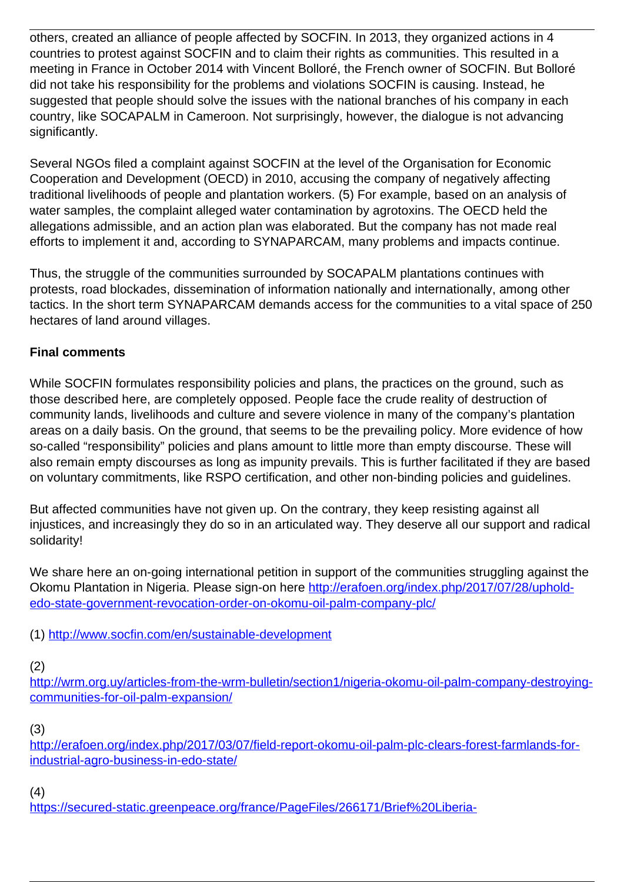others, created an alliance of people affected by SOCFIN. In 2013, they organized actions in 4 countries to protest against SOCFIN and to claim their rights as communities. This resulted in a meeting in France in October 2014 with Vincent Bolloré, the French owner of SOCFIN. But Bolloré did not take his responsibility for the problems and violations SOCFIN is causing. Instead, he suggested that people should solve the issues with the national branches of his company in each country, like SOCAPALM in Cameroon. Not surprisingly, however, the dialogue is not advancing significantly.

Several NGOs filed a complaint against SOCFIN at the level of the Organisation for Economic Cooperation and Development (OECD) in 2010, accusing the company of negatively affecting traditional livelihoods of people and plantation workers. (5) For example, based on an analysis of water samples, the complaint alleged water contamination by agrotoxins. The OECD held the allegations admissible, and an action plan was elaborated. But the company has not made real efforts to implement it and, according to SYNAPARCAM, many problems and impacts continue.

Thus, the struggle of the communities surrounded by SOCAPALM plantations continues with protests, road blockades, dissemination of information nationally and internationally, among other tactics. In the short term SYNAPARCAM demands access for the communities to a vital space of 250 hectares of land around villages.

**Final comments**

While SOCFIN formulates responsibility policies and plans, the practices on the ground, such as those described here, are completely opposed. People face the crude reality of destruction of community lands, livelihoods and culture and severe violence in many of the company's plantation areas on a daily basis. On the ground, that seems to be the prevailing policy. More evidence of how so-called "responsibility" policies and plans amount to little more than empty discourse. These will also remain empty discourses as long as impunity prevails. This is further facilitated if they are based on voluntary commitments, like RSPO certification, and other non-binding policies and guidelines.

But affected communities have not given up. On the contrary, they keep resisting against all injustices, and increasingly they do so in an articulated way. They deserve all our support and radical solidarity!

We share here an on-going international petition in support of the communities struggling against the Okomu Plantation in Nigeria. Please sign-on here [http://erafoen.org/index.php/2017/07/28/uphold-edo-state-government-revocation-order-on-okomu-oil-palm-company-plc/](http://erafoen.org/index.php/2017/07/28/uphold-edo-state-government-revocation-order-on-okomu-oil-palm-company-plc/)

(1) [http://www.socfin.com/en/sustainable-development](http://www.socfin.com/en/sustainable-development)

(2) [http://wrm.org.uy/articles-from-the-wrm-bulletin/section1/nigeria-okomu-oil-palm-company-destroying-communities-for-oil-palm-expansion/](http://wrm.org.uy/articles-from-the-wrm-bulletin/section1/nigeria-okomu-oil-palm-company-destroying-communities-for-oil-palm-expansion/)

(3) [http://erafoen.org/index.php/2017/03/07/field-report-okomu-oil-palm-plc-clears-forest-farmlands-for-industrial-agro-business-in-edo-state/](http://erafoen.org/index.php/2017/03/07/field-report-okomu-oil-palm-plc-clears-forest-farmlands-for-industrial-agro-business-in-edo-state/)

(4) https://secured-static.greenpeace.org/france/PageFiles/266171/Brief%20Liberia-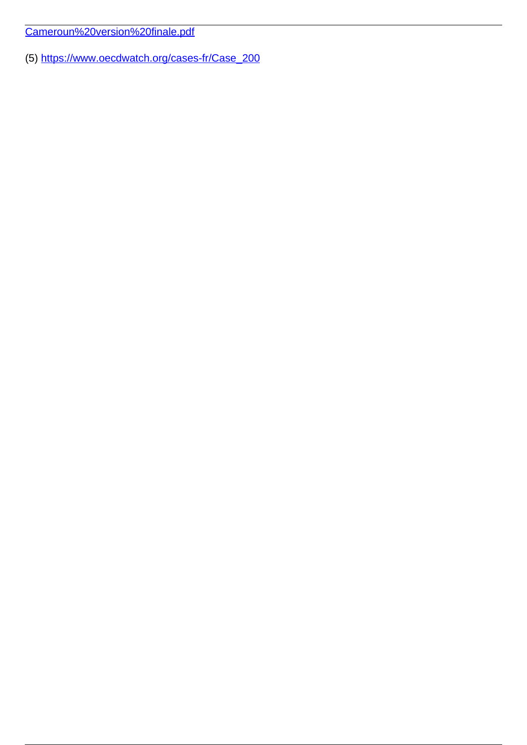Cameroun%20version%20finale.pdf

(5) https://www.oecdwatch.org/cases-fr/Case_200